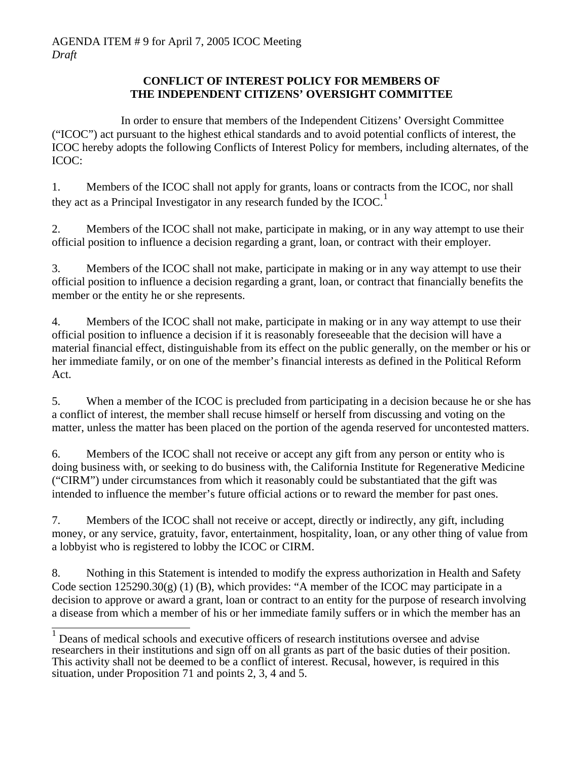AGENDA ITEM # 9 for April 7, 2005 ICOC Meeting
*Draft*

## CONFLICT OF INTEREST POLICY FOR MEMBERS OF THE INDEPENDENT CITIZENS' OVERSIGHT COMMITTEE

In order to ensure that members of the Independent Citizens' Oversight Committee ("ICOC") act pursuant to the highest ethical standards and to avoid potential conflicts of interest, the ICOC hereby adopts the following Conflicts of Interest Policy for members, including alternates, of the ICOC:

1. Members of the ICOC shall not apply for grants, loans or contracts from the ICOC, nor shall they act as a Principal Investigator in any research funded by the ICOC.[1]

2. Members of the ICOC shall not make, participate in making, or in any way attempt to use their official position to influence a decision regarding a grant, loan, or contract with their employer.

3. Members of the ICOC shall not make, participate in making or in any way attempt to use their official position to influence a decision regarding a grant, loan, or contract that financially benefits the member or the entity he or she represents.

4. Members of the ICOC shall not make, participate in making or in any way attempt to use their official position to influence a decision if it is reasonably foreseeable that the decision will have a material financial effect, distinguishable from its effect on the public generally, on the member or his or her immediate family, or on one of the member's financial interests as defined in the Political Reform Act.

5. When a member of the ICOC is precluded from participating in a decision because he or she has a conflict of interest, the member shall recuse himself or herself from discussing and voting on the matter, unless the matter has been placed on the portion of the agenda reserved for uncontested matters.

6. Members of the ICOC shall not receive or accept any gift from any person or entity who is doing business with, or seeking to do business with, the California Institute for Regenerative Medicine ("CIRM") under circumstances from which it reasonably could be substantiated that the gift was intended to influence the member's future official actions or to reward the member for past ones.

7. Members of the ICOC shall not receive or accept, directly or indirectly, any gift, including money, or any service, gratuity, favor, entertainment, hospitality, loan, or any other thing of value from a lobbyist who is registered to lobby the ICOC or CIRM.

8. Nothing in this Statement is intended to modify the express authorization in Health and Safety Code section 125290.30(g) (1) (B), which provides: "A member of the ICOC may participate in a decision to approve or award a grant, loan or contract to an entity for the purpose of research involving a disease from which a member of his or her immediate family suffers or in which the member has an

---

[1] Deans of medical schools and executive officers of research institutions oversee and advise researchers in their institutions and sign off on all grants as part of the basic duties of their position. This activity shall not be deemed to be a conflict of interest. Recusal, however, is required in this situation, under Proposition 71 and points 2, 3, 4 and 5.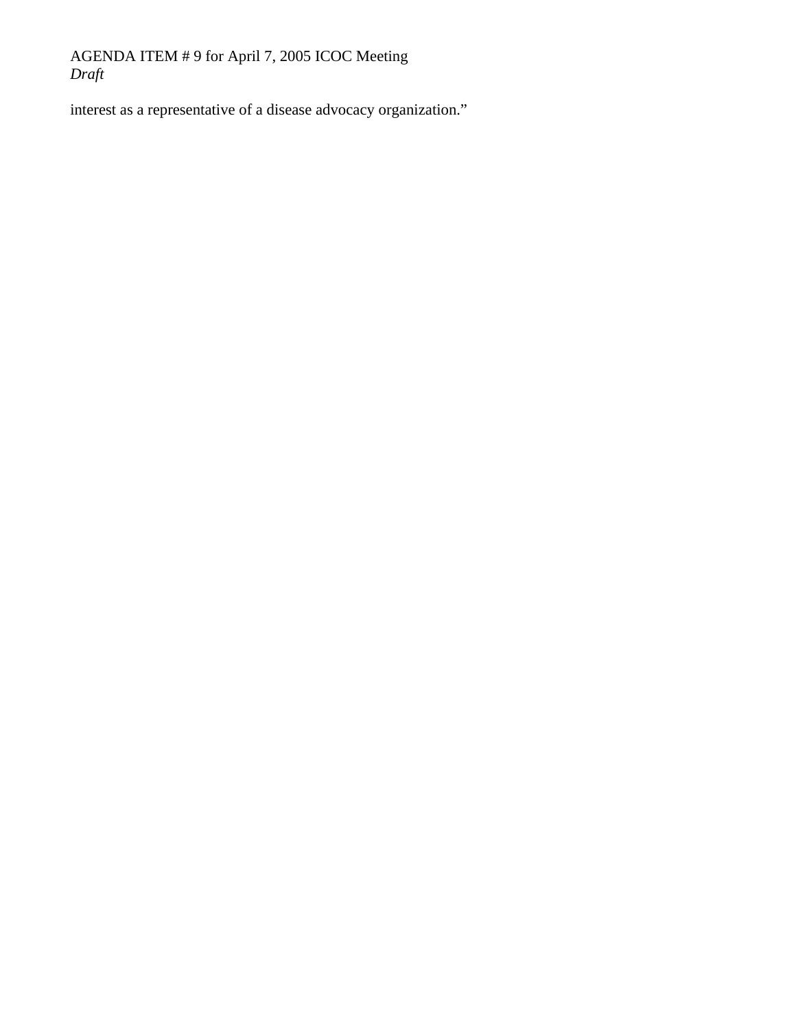interest as a representative of a disease advocacy organization."